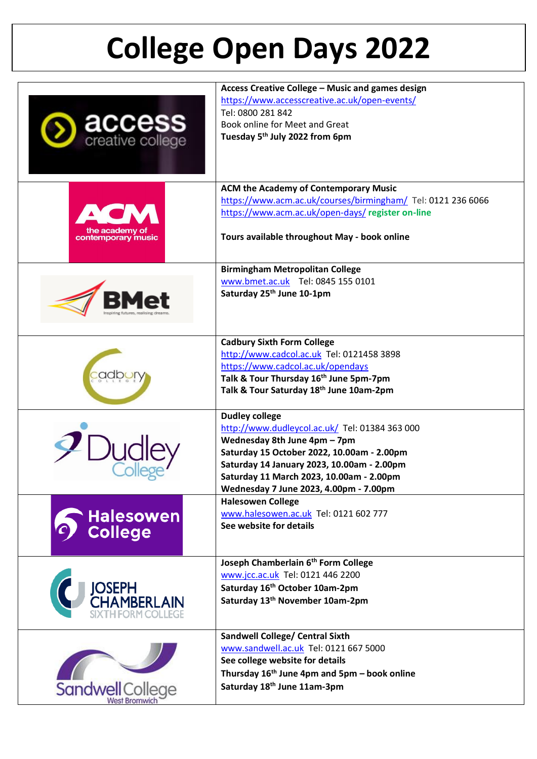# College Open Days 2022

| | |
|---|---|
| | **Access Creative College – Music and games design**<br>https://www.accesscreative.ac.uk/open-events/<br>Tel: 0800 281 842<br>Book online for Meet and Great<br>**Tuesday 5th July 2022 from 6pm** |
| | **ACM the Academy of Contemporary Music**<br>https://www.acm.ac.uk/courses/birmingham/ Tel: 0121 236 6066<br>https://www.acm.ac.uk/open-days/ **register on-line**<br><br>**Tours available throughout May - book online** |
| | **Birmingham Metropolitan College**<br>www.bmet.ac.uk Tel: 0845 155 0101<br>**Saturday 25th June 10-1pm** |
| | **Cadbury Sixth Form College**<br>http://www.cadcol.ac.uk Tel: 0121458 3898<br>https://www.cadcol.ac.uk/opendays<br>**Talk & Tour Thursday 16th June 5pm-7pm**<br>**Talk & Tour Saturday 18th June 10am-2pm** |
| | **Dudley college**<br>http://www.dudleycol.ac.uk/ Tel: 01384 363 000<br>**Wednesday 8th June 4pm – 7pm**<br>**Saturday 15 October 2022, 10.00am - 2.00pm**<br>**Saturday 14 January 2023, 10.00am - 2.00pm**<br>**Saturday 11 March 2023, 10.00am - 2.00pm**<br>**Wednesday 7 June 2023, 4.00pm - 7.00pm** |
| | **Halesowen College**<br>www.halesowen.ac.uk Tel: 0121 602 777<br>**See website for details** |
| | **Joseph Chamberlain 6th Form College**<br>www.jcc.ac.uk Tel: 0121 446 2200<br>**Saturday 16th October 10am-2pm**<br>**Saturday 13th November 10am-2pm** |
| | **Sandwell College/ Central Sixth**<br>www.sandwell.ac.uk Tel: 0121 667 5000<br>**See college website for details**<br>**Thursday 16th June 4pm and 5pm – book online**<br>**Saturday 18th June 11am-3pm** |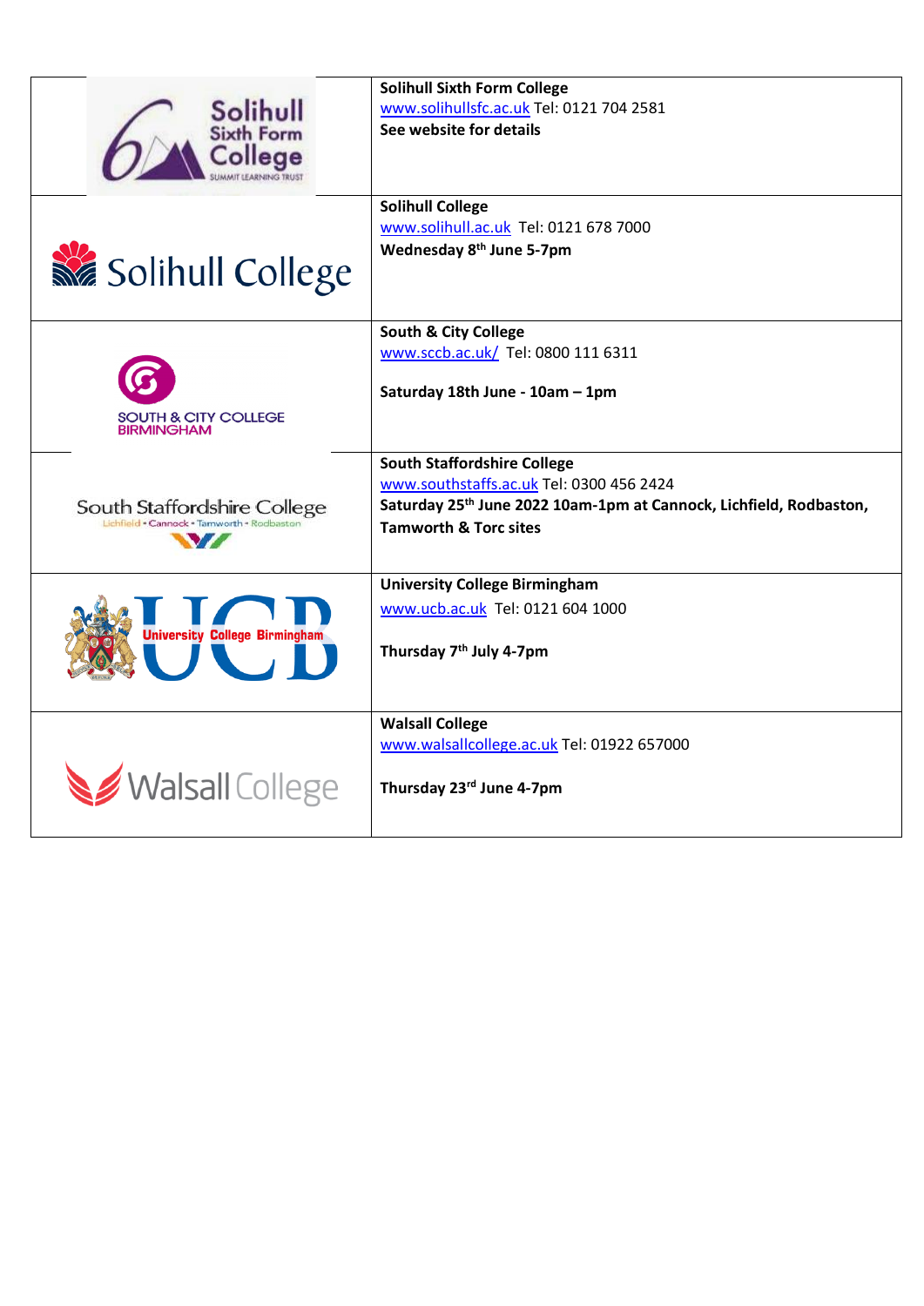| | |
|---|---|
| Solihull Sixth Form College SUMMIT LEARNING TRUST | **Solihull Sixth Form College**<br>www.solihullsfc.ac.uk Tel: 0121 704 2581<br>**See website for details** |
| Solihull College | **Solihull College**<br>www.solihull.ac.uk Tel: 0121 678 7000<br>**Wednesday 8th June 5-7pm** |
| SOUTH & CITY COLLEGE BIRMINGHAM | **South & City College**<br>www.sccb.ac.uk/ Tel: 0800 111 6311<br>**Saturday 18th June - 10am – 1pm** |
| South Staffordshire College Lichfield • Cannock • Tamworth • Rodbaston | **South Staffordshire College**<br>www.southstaffs.ac.uk Tel: 0300 456 2424<br>**Saturday 25th June 2022 10am-1pm at Cannock, Lichfield, Rodbaston, Tamworth & Torc sites** |
| UCB University College Birmingham | **University College Birmingham**<br>www.ucb.ac.uk Tel: 0121 604 1000<br>**Thursday 7th July 4-7pm** |
| Walsall College | **Walsall College**<br>www.walsallcollege.ac.uk Tel: 01922 657000<br>**Thursday 23rd June 4-7pm** |